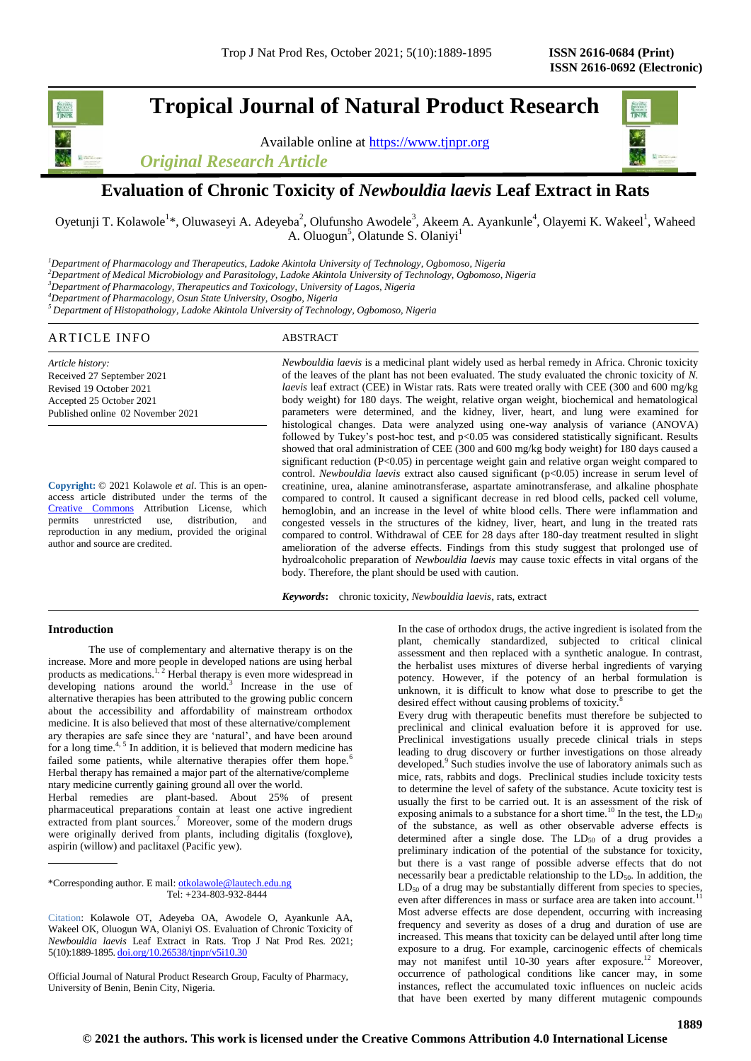# Evaluation of Chronic Toxicity of *Newbouldia laevis* Leaf Extract in Rats

Oyetunji T. Kolawole[1]*, Oluwaseyi A. Adeyeba[2], Olufunsho Awodele[3], Akeem A. Ayankunle[4], Olayemi K. Wakeel[1], Waheed A. Oluogun[5], Olatunde S. Olaniyi[1]

[1]*Department of Pharmacology and Therapeutics, Ladoke Akintola University of Technology, Ogbomoso, Nigeria*
[2]*Department of Medical Microbiology and Parasitology, Ladoke Akintola University of Technology, Ogbomoso, Nigeria*
[3]*Department of Pharmacology, Therapeutics and Toxicology, University of Lagos, Nigeria*
[4]*Department of Pharmacology, Osun State University, Osogbo, Nigeria*
[5]*Department of Histopathology, Ladoke Akintola University of Technology, Ogbomoso, Nigeria*

## ARTICLE INFO

*Article history:*
Received 27 September 2021
Revised 19 October 2021
Accepted 25 October 2021
Published online 02 November 2021

**Copyright:** © 2021 Kolawole *et al*. This is an open-access article distributed under the terms of the Creative Commons Attribution License, which permits unrestricted use, distribution, and reproduction in any medium, provided the original author and source are credited.

## ABSTRACT

*Newbouldia laevis* is a medicinal plant widely used as herbal remedy in Africa. Chronic toxicity of the leaves of the plant has not been evaluated. The study evaluated the chronic toxicity of *N. laevis* leaf extract (CEE) in Wistar rats. Rats were treated orally with CEE (300 and 600 mg/kg body weight) for 180 days. The weight, relative organ weight, biochemical and hematological parameters were determined, and the kidney, liver, heart, and lung were examined for histological changes. Data were analyzed using one-way analysis of variance (ANOVA) followed by Tukey's post-hoc test, and $p<0.05$ was considered statistically significant. Results showed that oral administration of CEE (300 and 600 mg/kg body weight) for 180 days caused a significant reduction ($P<0.05$) in percentage weight gain and relative organ weight compared to control. *Newbouldia laevis* extract also caused significant ($p<0.05$) increase in serum level of creatinine, urea, alanine aminotransferase, aspartate aminotransferase, and alkaline phosphate compared to control. It caused a significant decrease in red blood cells, packed cell volume, hemoglobin, and an increase in the level of white blood cells. There were inflammation and congested vessels in the structures of the kidney, liver, heart, and lung in the treated rats compared to control. Withdrawal of CEE for 28 days after 180-day treatment resulted in slight amelioration of the adverse effects. Findings from this study suggest that prolonged use of hydroalcoholic preparation of *Newbouldia laevis* may cause toxic effects in vital organs of the body. Therefore, the plant should be used with caution.

***Keywords*:** chronic toxicity, *Newbouldia laevis*, rats, extract

## Introduction

The use of complementary and alternative therapy is on the increase. More and more people in developed nations are using herbal products as medications.[1,2] Herbal therapy is even more widespread in developing nations around the world.[3] Increase in the use of alternative therapies has been attributed to the growing public concern about the accessibility and affordability of mainstream orthodox medicine. It is also believed that most of these alternative/complement ary therapies are safe since they are 'natural', and have been around for a long time.[4,5] In addition, it is believed that modern medicine has failed some patients, while alternative therapies offer them hope.[6] Herbal therapy has remained a major part of the alternative/compleme ntary medicine currently gaining ground all over the world.

Herbal remedies are plant-based. About 25% of present pharmaceutical preparations contain at least one active ingredient extracted from plant sources.[7] Moreover, some of the modern drugs were originally derived from plants, including digitalis (foxglove), aspirin (willow) and paclitaxel (Pacific yew).

In the case of orthodox drugs, the active ingredient is isolated from the plant, chemically standardized, subjected to critical clinical assessment and then replaced with a synthetic analogue. In contrast, the herbalist uses mixtures of diverse herbal ingredients of varying potency. However, if the potency of an herbal formulation is unknown, it is difficult to know what dose to prescribe to get the desired effect without causing problems of toxicity.[8]

Every drug with therapeutic benefits must therefore be subjected to preclinical and clinical evaluation before it is approved for use. Preclinical investigations usually precede clinical trials in steps leading to drug discovery or further investigations on those already developed.[9] Such studies involve the use of laboratory animals such as mice, rats, rabbits and dogs. Preclinical studies include toxicity tests to determine the level of safety of the substance. Acute toxicity test is usually the first to be carried out. It is an assessment of the risk of exposing animals to a substance for a short time.[10] In the test, the $LD_{50}$ of the substance, as well as other observable adverse effects is determined after a single dose. The $LD_{50}$ of a drug provides a preliminary indication of the potential of the substance for toxicity, but there is a vast range of possible adverse effects that do not necessarily bear a predictable relationship to the $LD_{50}$. In addition, the $LD_{50}$ of a drug may be substantially different from species to species, even after differences in mass or surface area are taken into account.[11] Most adverse effects are dose dependent, occurring with increasing frequency and severity as doses of a drug and duration of use are increased. This means that toxicity can be delayed until after long time exposure to a drug. For example, carcinogenic effects of chemicals may not manifest until 10-30 years after exposure.[12] Moreover, occurrence of pathological conditions like cancer may, in some instances, reflect the accumulated toxic influences on nucleic acids that have been exerted by many different mutagenic compounds

---

*Corresponding author. E mail: otkolawole@lautech.edu.ng
Tel: +234-803-932-8444

Citation: Kolawole OT, Adeyeba OA, Awodele O, Ayankunle AA, Wakeel OK, Oluogun WA, Olaniyi OS. Evaluation of Chronic Toxicity of *Newbouldia laevis* Leaf Extract in Rats. Trop J Nat Prod Res. 2021; 5(10):1889-1895. doi.org/10.26538/tjnpr/v5i10.30

Official Journal of Natural Product Research Group, Faculty of Pharmacy, University of Benin, Benin City, Nigeria.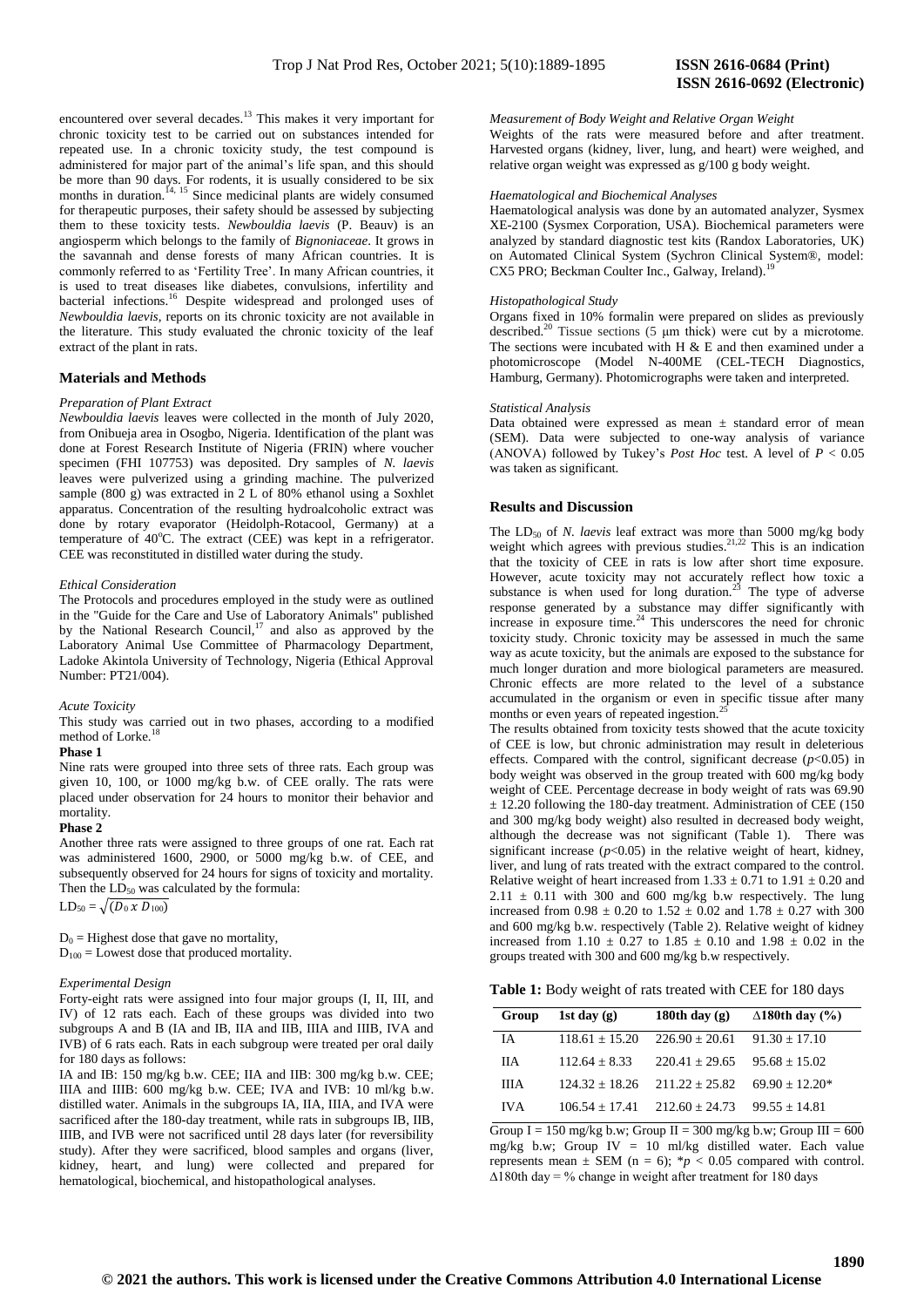encountered over several decades.[13] This makes it very important for chronic toxicity test to be carried out on substances intended for repeated use. In a chronic toxicity study, the test compound is administered for major part of the animal's life span, and this should be more than 90 days. For rodents, it is usually considered to be six months in duration.[14, 15] Since medicinal plants are widely consumed for therapeutic purposes, their safety should be assessed by subjecting them to these toxicity tests. *Newbouldia laevis* (P. Beauv) is an angiosperm which belongs to the family of *Bignoniaceae*. It grows in the savannah and dense forests of many African countries. It is commonly referred to as 'Fertility Tree'. In many African countries, it is used to treat diseases like diabetes, convulsions, infertility and bacterial infections.[16] Despite widespread and prolonged uses of *Newbouldia laevis*, reports on its chronic toxicity are not available in the literature. This study evaluated the chronic toxicity of the leaf extract of the plant in rats.

## Materials and Methods

### *Preparation of Plant Extract*

*Newbouldia laevis* leaves were collected in the month of July 2020, from Onibueja area in Osogbo, Nigeria. Identification of the plant was done at Forest Research Institute of Nigeria (FRIN) where voucher specimen (FHI 107753) was deposited. Dry samples of *N. laevis* leaves were pulverized using a grinding machine. The pulverized sample (800 g) was extracted in 2 L of 80% ethanol using a Soxhlet apparatus. Concentration of the resulting hydroalcoholic extract was done by rotary evaporator (Heidolph-Rotacool, Germany) at a temperature of 40°C. The extract (CEE) was kept in a refrigerator. CEE was reconstituted in distilled water during the study.

### *Ethical Consideration*

The Protocols and procedures employed in the study were as outlined in the "Guide for the Care and Use of Laboratory Animals" published by the National Research Council,[17] and also as approved by the Laboratory Animal Use Committee of Pharmacology Department, Ladoke Akintola University of Technology, Nigeria (Ethical Approval Number: PT21/004).

### *Acute Toxicity*

This study was carried out in two phases, according to a modified method of Lorke.[18]

**Phase 1**

Nine rats were grouped into three sets of three rats. Each group was given 10, 100, or 1000 mg/kg b.w. of CEE orally. The rats were placed under observation for 24 hours to monitor their behavior and mortality.

**Phase 2**

Another three rats were assigned to three groups of one rat. Each rat was administered 1600, 2900, or 5000 mg/kg b.w. of CEE, and subsequently observed for 24 hours for signs of toxicity and mortality. Then the $LD_{50}$ was calculated by the formula:

$$LD_{50} = \sqrt{(D_0 \times D_{100})}$$

$D_0$ = Highest dose that gave no mortality,
$D_{100}$ = Lowest dose that produced mortality.

### *Experimental Design*

Forty-eight rats were assigned into four major groups (I, II, III, and IV) of 12 rats each. Each of these groups was divided into two subgroups A and B (IA and IB, IIA and IIB, IIIA and IIIB, IVA and IVB) of 6 rats each. Rats in each subgroup were treated per oral daily for 180 days as follows:

IA and IB: 150 mg/kg b.w. CEE; IIA and IIB: 300 mg/kg b.w. CEE; IIIA and IIIB: 600 mg/kg b.w. CEE; IVA and IVB: 10 ml/kg b.w. distilled water. Animals in the subgroups IA, IIA, IIIA, and IVA were sacrificed after the 180-day treatment, while rats in subgroups IB, IIB, IIIB, and IVB were not sacrificed until 28 days later (for reversibility study). After they were sacrificed, blood samples and organs (liver, kidney, heart, and lung) were collected and prepared for hematological, biochemical, and histopathological analyses.

### *Measurement of Body Weight and Relative Organ Weight*

Weights of the rats were measured before and after treatment. Harvested organs (kidney, liver, lung, and heart) were weighed, and relative organ weight was expressed as g/100 g body weight.

### *Haematological and Biochemical Analyses*

Haematological analysis was done by an automated analyzer, Sysmex XE-2100 (Sysmex Corporation, USA). Biochemical parameters were analyzed by standard diagnostic test kits (Randox Laboratories, UK) on Automated Clinical System (Sychron Clinical System®, model: CX5 PRO; Beckman Coulter Inc., Galway, Ireland).[19]

### *Histopathological Study*

Organs fixed in 10% formalin were prepared on slides as previously described.[20] Tissue sections (5 μm thick) were cut by a microtome. The sections were incubated with H & E and then examined under a photomicroscope (Model N-400ME (CEL-TECH Diagnostics, Hamburg, Germany). Photomicrographs were taken and interpreted.

### *Statistical Analysis*

Data obtained were expressed as mean ± standard error of mean (SEM). Data were subjected to one-way analysis of variance (ANOVA) followed by Tukey's *Post Hoc* test. A level of $P < 0.05$ was taken as significant.

## Results and Discussion

The $LD_{50}$ of *N. laevis* leaf extract was more than 5000 mg/kg body weight which agrees with previous studies.[21,22] This is an indication that the toxicity of CEE in rats is low after short time exposure. However, acute toxicity may not accurately reflect how toxic a substance is when used for long duration.[23] The type of adverse response generated by a substance may differ significantly with increase in exposure time.[24] This underscores the need for chronic toxicity study. Chronic toxicity may be assessed in much the same way as acute toxicity, but the animals are exposed to the substance for much longer duration and more biological parameters are measured. Chronic effects are more related to the level of a substance accumulated in the organism or even in specific tissue after many months or even years of repeated ingestion.[25]

The results obtained from toxicity tests showed that the acute toxicity of CEE is low, but chronic administration may result in deleterious effects. Compared with the control, significant decrease ($p<0.05$) in body weight was observed in the group treated with 600 mg/kg body weight of CEE. Percentage decrease in body weight of rats was 69.90 ± 12.20 following the 180-day treatment. Administration of CEE (150 and 300 mg/kg body weight) also resulted in decreased body weight, although the decrease was not significant (Table 1). There was significant increase ($p<0.05$) in the relative weight of heart, kidney, liver, and lung of rats treated with the extract compared to the control. Relative weight of heart increased from 1.33 ± 0.71 to 1.91 ± 0.20 and 2.11 ± 0.11 with 300 and 600 mg/kg b.w respectively. The lung increased from 0.98 ± 0.20 to 1.52 ± 0.02 and 1.78 ± 0.27 with 300 and 600 mg/kg b.w. respectively (Table 2). Relative weight of kidney increased from 1.10 ± 0.27 to 1.85 ± 0.10 and 1.98 ± 0.02 in the groups treated with 300 and 600 mg/kg b.w respectively.

**Table 1:** Body weight of rats treated with CEE for 180 days

| Group | 1st day (g) | 180th day (g) | Δ180th day (%) |
|---|---|---|---|
| IA | 118.61 ± 15.20 | 226.90 ± 20.61 | 91.30 ± 17.10 |
| IIA | 112.64 ± 8.33 | 220.41 ± 29.65 | 95.68 ± 15.02 |
| IIIA | 124.32 ± 18.26 | 211.22 ± 25.82 | 69.90 ± 12.20* |
| IVA | 106.54 ± 17.41 | 212.60 ± 24.73 | 99.55 ± 14.81 |

Group I = 150 mg/kg b.w; Group II = 300 mg/kg b.w; Group III = 600 mg/kg b.w; Group IV = 10 ml/kg distilled water. Each value represents mean ± SEM (n = 6); *$p < 0.05$ compared with control. Δ180th day = % change in weight after treatment for 180 days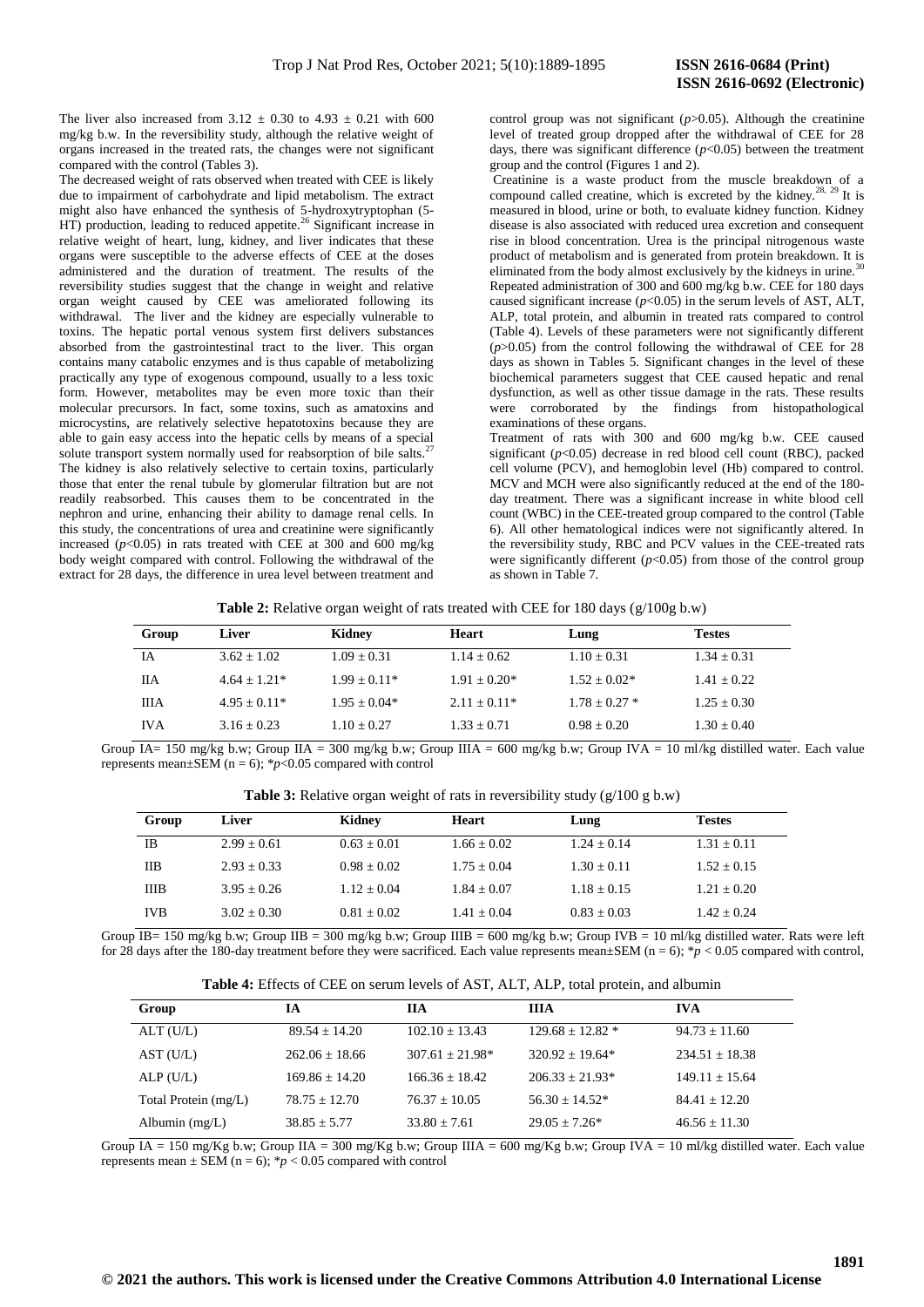The liver also increased from 3.12 ± 0.30 to 4.93 ± 0.21 with 600 mg/kg b.w. In the reversibility study, although the relative weight of organs increased in the treated rats, the changes were not significant compared with the control (Tables 3).

The decreased weight of rats observed when treated with CEE is likely due to impairment of carbohydrate and lipid metabolism. The extract might also have enhanced the synthesis of 5-hydroxytryptophan (5-HT) production, leading to reduced appetite.[26] Significant increase in relative weight of heart, lung, kidney, and liver indicates that these organs were susceptible to the adverse effects of CEE at the doses administered and the duration of treatment. The results of the reversibility studies suggest that the change in weight and relative organ weight caused by CEE was ameliorated following its withdrawal. The liver and the kidney are especially vulnerable to toxins. The hepatic portal venous system first delivers substances absorbed from the gastrointestinal tract to the liver. This organ contains many catabolic enzymes and is thus capable of metabolizing practically any type of exogenous compound, usually to a less toxic form. However, metabolites may be even more toxic than their molecular precursors. In fact, some toxins, such as amatoxins and microcystins, are relatively selective hepatotoxins because they are able to gain easy access into the hepatic cells by means of a special solute transport system normally used for reabsorption of bile salts.[27] The kidney is also relatively selective to certain toxins, particularly those that enter the renal tubule by glomerular filtration but are not readily reabsorbed. This causes them to be concentrated in the nephron and urine, enhancing their ability to damage renal cells. In this study, the concentrations of urea and creatinine were significantly increased ($p$<0.05) in rats treated with CEE at 300 and 600 mg/kg body weight compared with control. Following the withdrawal of the extract for 28 days, the difference in urea level between treatment and control group was not significant ($p$>0.05). Although the creatinine level of treated group dropped after the withdrawal of CEE for 28 days, there was significant difference ($p$<0.05) between the treatment group and the control (Figures 1 and 2).

Creatinine is a waste product from the muscle breakdown of a compound called creatine, which is excreted by the kidney.[28, 29] It is measured in blood, urine or both, to evaluate kidney function. Kidney disease is also associated with reduced urea excretion and consequent rise in blood concentration. Urea is the principal nitrogenous waste product of metabolism and is generated from protein breakdown. It is eliminated from the body almost exclusively by the kidneys in urine.[30] Repeated administration of 300 and 600 mg/kg b.w. CEE for 180 days caused significant increase ($p$<0.05) in the serum levels of AST, ALT, ALP, total protein, and albumin in treated rats compared to control (Table 4). Levels of these parameters were not significantly different ($p$>0.05) from the control following the withdrawal of CEE for 28 days as shown in Tables 5. Significant changes in the level of these biochemical parameters suggest that CEE caused hepatic and renal dysfunction, as well as other tissue damage in the rats. These results were corroborated by the findings from histopathological examinations of these organs.

Treatment of rats with 300 and 600 mg/kg b.w. CEE caused significant ($p$<0.05) decrease in red blood cell count (RBC), packed cell volume (PCV), and hemoglobin level (Hb) compared to control. MCV and MCH were also significantly reduced at the end of the 180-day treatment. There was a significant increase in white blood cell count (WBC) in the CEE-treated group compared to the control (Table 6). All other hematological indices were not significantly altered. In the reversibility study, RBC and PCV values in the CEE-treated rats were significantly different ($p$<0.05) from those of the control group as shown in Table 7.

**Table 2:** Relative organ weight of rats treated with CEE for 180 days (g/100g b.w)

| Group | Liver | Kidney | Heart | Lung | Testes |
|---|---|---|---|---|---|
| IA | 3.62 ± 1.02 | 1.09 ± 0.31 | 1.14 ± 0.62 | 1.10 ± 0.31 | 1.34 ± 0.31 |
| IIA | 4.64 ± 1.21* | 1.99 ± 0.11* | 1.91 ± 0.20* | 1.52 ± 0.02* | 1.41 ± 0.22 |
| IIIA | 4.95 ± 0.11* | 1.95 ± 0.04* | 2.11 ± 0.11* | 1.78 ± 0.27 * | 1.25 ± 0.30 |
| IVA | 3.16 ± 0.23 | 1.10 ± 0.27 | 1.33 ± 0.71 | 0.98 ± 0.20 | 1.30 ± 0.40 |

Group IA= 150 mg/kg b.w; Group IIA = 300 mg/kg b.w; Group IIIA = 600 mg/kg b.w; Group IVA = 10 ml/kg distilled water. Each value represents mean±SEM (n = 6); *$p$<0.05 compared with control

**Table 3:** Relative organ weight of rats in reversibility study (g/100 g b.w)

| Group | Liver | Kidney | Heart | Lung | Testes |
|---|---|---|---|---|---|
| IB | 2.99 ± 0.61 | 0.63 ± 0.01 | 1.66 ± 0.02 | 1.24 ± 0.14 | 1.31 ± 0.11 |
| IIB | 2.93 ± 0.33 | 0.98 ± 0.02 | 1.75 ± 0.04 | 1.30 ± 0.11 | 1.52 ± 0.15 |
| IIIB | 3.95 ± 0.26 | 1.12 ± 0.04 | 1.84 ± 0.07 | 1.18 ± 0.15 | 1.21 ± 0.20 |
| IVB | 3.02 ± 0.30 | 0.81 ± 0.02 | 1.41 ± 0.04 | 0.83 ± 0.03 | 1.42 ± 0.24 |

Group IB= 150 mg/kg b.w; Group IIB = 300 mg/kg b.w; Group IIIB = 600 mg/kg b.w; Group IVB = 10 ml/kg distilled water. Rats were left for 28 days after the 180-day treatment before they were sacrificed. Each value represents mean±SEM (n = 6); *$p$ < 0.05 compared with control,

**Table 4:** Effects of CEE on serum levels of AST, ALT, ALP, total protein, and albumin

| Group | IA | IIA | IIIA | IVA |
|---|---|---|---|---|
| ALT (U/L) | 89.54 ± 14.20 | 102.10 ± 13.43 | 129.68 ± 12.82 * | 94.73 ± 11.60 |
| AST (U/L) | 262.06 ± 18.66 | 307.61 ± 21.98* | 320.92 ± 19.64* | 234.51 ± 18.38 |
| ALP (U/L) | 169.86 ± 14.20 | 166.36 ± 18.42 | 206.33 ± 21.93* | 149.11 ± 15.64 |
| Total Protein (mg/L) | 78.75 ± 12.70 | 76.37 ± 10.05 | 56.30 ± 14.52* | 84.41 ± 12.20 |
| Albumin (mg/L) | 38.85 ± 5.77 | 33.80 ± 7.61 | 29.05 ± 7.26* | 46.56 ± 11.30 |

Group IA = 150 mg/Kg b.w; Group IIA = 300 mg/Kg b.w; Group IIIA = 600 mg/Kg b.w; Group IVA = 10 ml/kg distilled water. Each value represents mean ± SEM (n = 6); *$p$ < 0.05 compared with control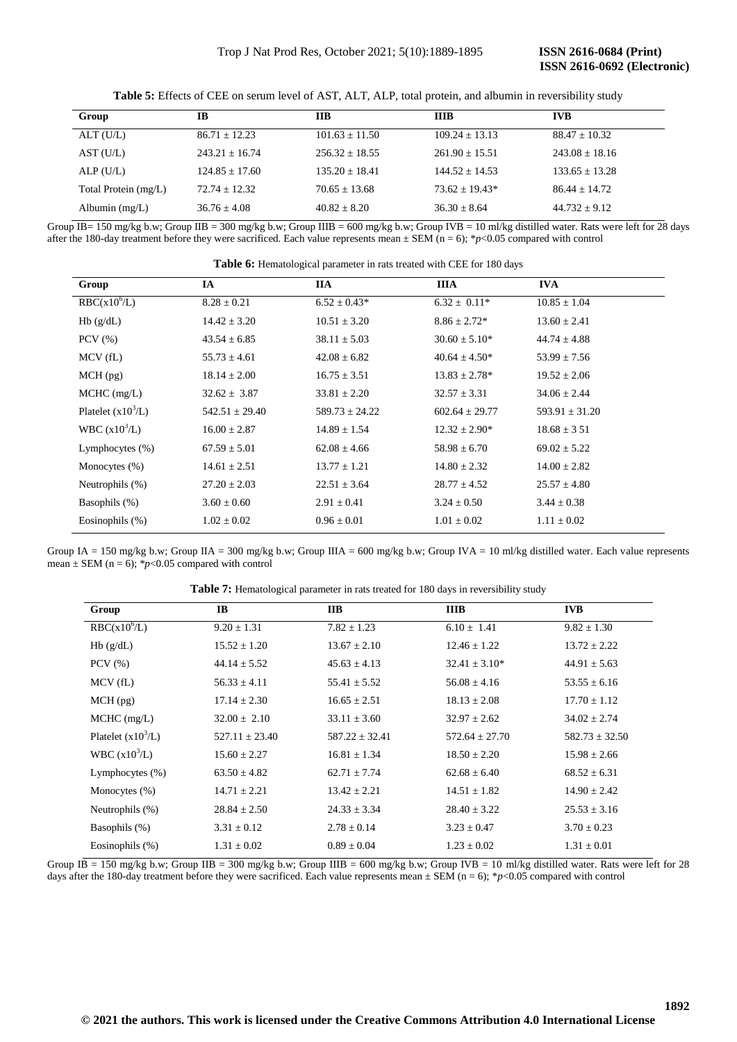**Table 5:** Effects of CEE on serum level of AST, ALT, ALP, total protein, and albumin in reversibility study

| Group | IB | IIB | IIIB | IVB |
|---|---|---|---|---|
| ALT (U/L) | 86.71 ± 12.23 | 101.63 ± 11.50 | 109.24 ± 13.13 | 88.47 ± 10.32 |
| AST (U/L) | 243.21 ± 16.74 | 256.32 ± 18.55 | 261.90 ± 15.51 | 243.08 ± 18.16 |
| ALP (U/L) | 124.85 ± 17.60 | 135.20 ± 18.41 | 144.52 ± 14.53 | 133.65 ± 13.28 |
| Total Protein (mg/L) | 72.74 ± 12.32 | 70.65 ± 13.68 | 73.62 ± 19.43* | 86.44 ± 14.72 |
| Albumin (mg/L) | 36.76 ± 4.08 | 40.82 ± 8.20 | 36.30 ± 8.64 | 44.732 ± 9.12 |

Group IB= 150 mg/kg b.w; Group IIB = 300 mg/kg b.w; Group IIIB = 600 mg/kg b.w; Group IVB = 10 ml/kg distilled water. Rats were left for 28 days after the 180-day treatment before they were sacrificed. Each value represents mean ± SEM (n = 6); \**p*<0.05 compared with control

**Table 6:** Hematological parameter in rats treated with CEE for 180 days

| Group | IA | IIA | IIIA | IVA |
|---|---|---|---|---|
| RBC($x10^6$/L) | 8.28 ± 0.21 | 6.52 ± 0.43* | 6.32 ± 0.11* | 10.85 ± 1.04 |
| Hb (g/dL) | 14.42 ± 3.20 | 10.51 ± 3.20 | 8.86 ± 2.72* | 13.60 ± 2.41 |
| PCV (%) | 43.54 ± 6.85 | 38.11 ± 5.03 | 30.60 ± 5.10* | 44.74 ± 4.88 |
| MCV (fL) | 55.73 ± 4.61 | 42.08 ± 6.82 | 40.64 ± 4.50* | 53.99 ± 7.56 |
| MCH (pg) | 18.14 ± 2.00 | 16.75 ± 3.51 | 13.83 ± 2.78* | 19.52 ± 2.06 |
| MCHC (mg/L) | 32.62 ± 3.87 | 33.81 ± 2.20 | 32.57 ± 3.31 | 34.06 ± 2.44 |
| Platelet ($x10^3$/L) | 542.51 ± 29.40 | 589.73 ± 24.22 | 602.64 ± 29.77 | 593.91 ± 31.20 |
| WBC ($x10^3$/L) | 16.00 ± 2.87 | 14.89 ± 1.54 | 12.32 ± 2.90* | 18.68 ± 3 51 |
| Lymphocytes (%) | 67.59 ± 5.01 | 62.08 ± 4.66 | 58.98 ± 6.70 | 69.02 ± 5.22 |
| Monocytes (%) | 14.61 ± 2.51 | 13.77 ± 1.21 | 14.80 ± 2.32 | 14.00 ± 2.82 |
| Neutrophils (%) | 27.20 ± 2.03 | 22.51 ± 3.64 | 28.77 ± 4.52 | 25.57 ± 4.80 |
| Basophils (%) | 3.60 ± 0.60 | 2.91 ± 0.41 | 3.24 ± 0.50 | 3.44 ± 0.38 |
| Eosinophils (%) | 1.02 ± 0.02 | 0.96 ± 0.01 | 1.01 ± 0.02 | 1.11 ± 0.02 |

Group IA = 150 mg/kg b.w; Group IIA = 300 mg/kg b.w; Group IIIA = 600 mg/kg b.w; Group IVA = 10 ml/kg distilled water. Each value represents mean ± SEM (n = 6); \**p*<0.05 compared with control

**Table 7:** Hematological parameter in rats treated for 180 days in reversibility study

| Group | IB | IIB | IIIB | IVB |
|---|---|---|---|---|
| RBC($x10^6$/L) | 9.20 ± 1.31 | 7.82 ± 1.23 | 6.10 ± 1.41 | 9.82 ± 1.30 |
| Hb (g/dL) | 15.52 ± 1.20 | 13.67 ± 2.10 | 12.46 ± 1.22 | 13.72 ± 2.22 |
| PCV (%) | 44.14 ± 5.52 | 45.63 ± 4.13 | 32.41 ± 3.10* | 44.91 ± 5.63 |
| MCV (fL) | 56.33 ± 4.11 | 55.41 ± 5.52 | 56.08 ± 4.16 | 53.55 ± 6.16 |
| MCH (pg) | 17.14 ± 2.30 | 16.65 ± 2.51 | 18.13 ± 2.08 | 17.70 ± 1.12 |
| MCHC (mg/L) | 32.00 ± 2.10 | 33.11 ± 3.60 | 32.97 ± 2.62 | 34.02 ± 2.74 |
| Platelet ($x10^3$/L) | 527.11 ± 23.40 | 587.22 ± 32.41 | 572.64 ± 27.70 | 582.73 ± 32.50 |
| WBC ($x10^3$/L) | 15.60 ± 2.27 | 16.81 ± 1.34 | 18.50 ± 2.20 | 15.98 ± 2.66 |
| Lymphocytes (%) | 63.50 ± 4.82 | 62.71 ± 7.74 | 62.68 ± 6.40 | 68.52 ± 6.31 |
| Monocytes (%) | 14.71 ± 2.21 | 13.42 ± 2.21 | 14.51 ± 1.82 | 14.90 ± 2.42 |
| Neutrophils (%) | 28.84 ± 2.50 | 24.33 ± 3.34 | 28.40 ± 3.22 | 25.53 ± 3.16 |
| Basophils (%) | 3.31 ± 0.12 | 2.78 ± 0.14 | 3.23 ± 0.47 | 3.70 ± 0.23 |
| Eosinophils (%) | 1.31 ± 0.02 | 0.89 ± 0.04 | 1.23 ± 0.02 | 1.31 ± 0.01 |

Group IB = 150 mg/kg b.w; Group IIB = 300 mg/kg b.w; Group IIIB = 600 mg/kg b.w; Group IVB = 10 ml/kg distilled water. Rats were left for 28 days after the 180-day treatment before they were sacrificed. Each value represents mean ± SEM (n = 6); \**p*<0.05 compared with control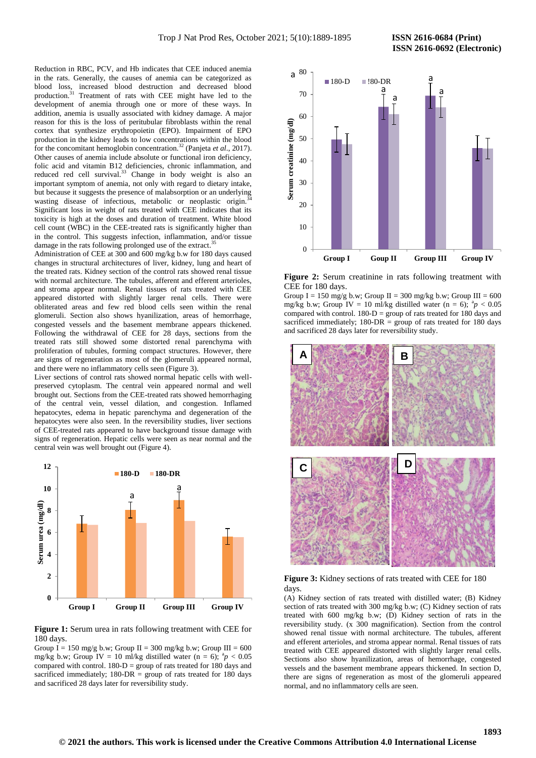Reduction in RBC, PCV, and Hb indicates that CEE induced anemia in the rats. Generally, the causes of anemia can be categorized as blood loss, increased blood destruction and decreased blood production.[31] Treatment of rats with CEE might have led to the development of anemia through one or more of these ways. In addition, anemia is usually associated with kidney damage. A major reason for this is the loss of peritubular fibroblasts within the renal cortex that synthesize erythropoietin (EPO). Impairment of EPO production in the kidney leads to low concentrations within the blood for the concomitant hemoglobin concentration.[32] (Panjeta *et al.*, 2017). Other causes of anemia include absolute or functional iron deficiency, folic acid and vitamin B12 deficiencies, chronic inflammation, and reduced red cell survival.[33] Change in body weight is also an important symptom of anemia, not only with regard to dietary intake, but because it suggests the presence of malabsorption or an underlying wasting disease of infectious, metabolic or neoplastic origin.[34] Significant loss in weight of rats treated with CEE indicates that its toxicity is high at the doses and duration of treatment. White blood cell count (WBC) in the CEE-treated rats is significantly higher than in the control. This suggests infection, inflammation, and/or tissue damage in the rats following prolonged use of the extract.[35]

Administration of CEE at 300 and 600 mg/kg b.w for 180 days caused changes in structural architectures of liver, kidney, lung and heart of the treated rats. Kidney section of the control rats showed renal tissue with normal architecture. The tubules, afferent and efferent arterioles, and stroma appear normal. Renal tissues of rats treated with CEE appeared distorted with slightly larger renal cells. There were obliterated areas and few red blood cells seen within the renal glomeruli. Section also shows hyanilization, areas of hemorrhage, congested vessels and the basement membrane appears thickened. Following the withdrawal of CEE for 28 days, sections from the treated rats still showed some distorted renal parenchyma with proliferation of tubules, forming compact structures. However, there are signs of regeneration as most of the glomeruli appeared normal, and there were no inflammatory cells seen (Figure 3).

Liver sections of control rats showed normal hepatic cells with well-preserved cytoplasm. The central vein appeared normal and well brought out. Sections from the CEE-treated rats showed hemorrhaging of the central vein, vessel dilation, and congestion. Inflamed hepatocytes, edema in hepatic parenchyma and degeneration of the hepatocytes were also seen. In the reversibility studies, liver sections of CEE-treated rats appeared to have background tissue damage with signs of regeneration. Hepatic cells were seen as near normal and the central vein was well brought out (Figure 4).

**Figure 1:** Serum urea in rats following treatment with CEE for 180 days.

Group I = 150 mg/g b.w; Group II = 300 mg/kg b.w; Group III = 600 mg/kg b.w; Group IV = 10 ml/kg distilled water (n = 6); [a]$p < 0.05$ compared with control. 180-D = group of rats treated for 180 days and sacrificed immediately; 180-DR = group of rats treated for 180 days and sacrificed 28 days later for reversibility study.

**Figure 2:** Serum creatinine in rats following treatment with CEE for 180 days.

Group I = 150 mg/g b.w; Group II = 300 mg/kg b.w; Group III = 600 mg/kg b.w; Group IV = 10 ml/kg distilled water (n = 6); [a]$p < 0.05$ compared with control. 180-D = group of rats treated for 180 days and sacrificed immediately; 180-DR = group of rats treated for 180 days and sacrificed 28 days later for reversibility study.

**Figure 3:** Kidney sections of rats treated with CEE for 180 days.

(A) Kidney section of rats treated with distilled water; (B) Kidney section of rats treated with 300 mg/kg b.w; (C) Kidney section of rats treated with 600 mg/kg b.w; (D) Kidney section of rats in the reversibility study. (x 300 magnification). Section from the control showed renal tissue with normal architecture. The tubules, afferent and efferent arterioles, and stroma appear normal. Renal tissues of rats treated with CEE appeared distorted with slightly larger renal cells. Sections also show hyanilization, areas of hemorrhage, congested vessels and the basement membrane appears thickened. In section D, there are signs of regeneration as most of the glomeruli appeared normal, and no inflammatory cells are seen.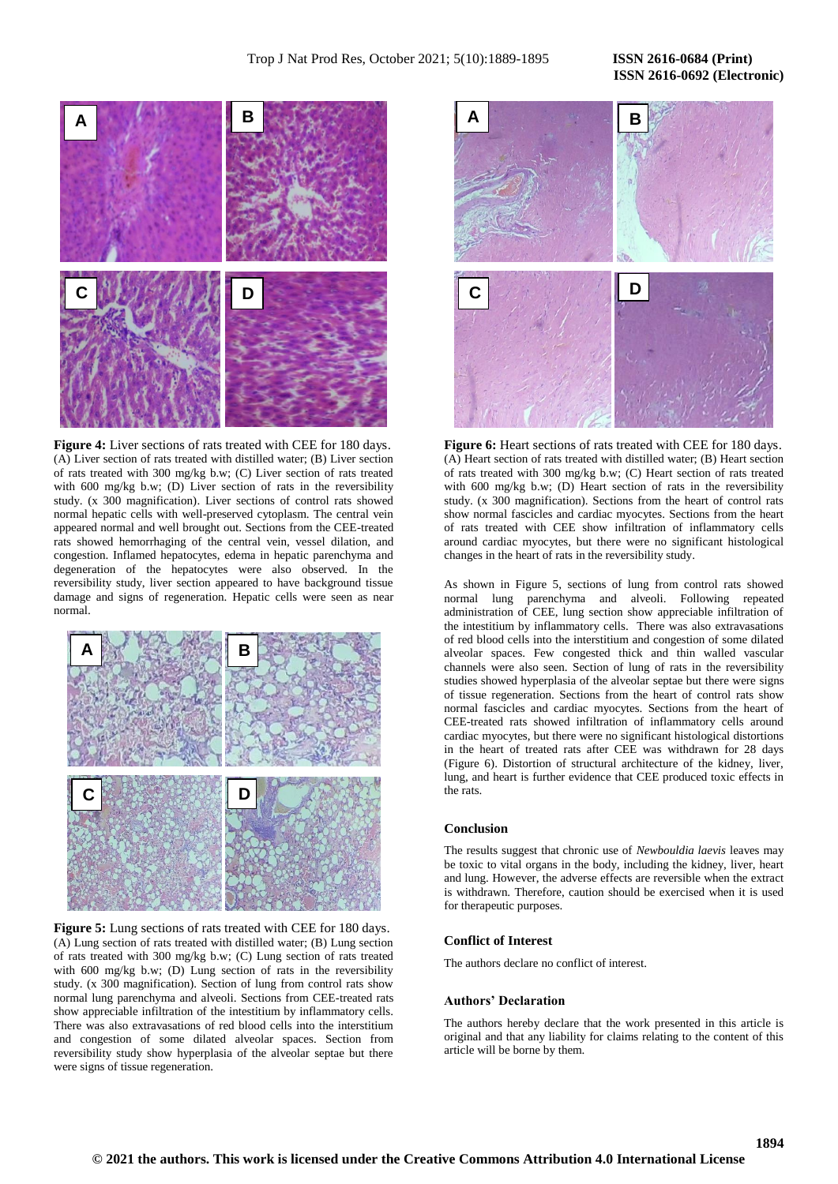**Figure 4:** Liver sections of rats treated with CEE for 180 days. (A) Liver section of rats treated with distilled water; (B) Liver section of rats treated with 300 mg/kg b.w; (C) Liver section of rats treated with 600 mg/kg b.w; (D) Liver section of rats in the reversibility study. (x 300 magnification). Liver sections of control rats showed normal hepatic cells with well-preserved cytoplasm. The central vein appeared normal and well brought out. Sections from the CEE-treated rats showed hemorrhaging of the central vein, vessel dilation, and congestion. Inflamed hepatocytes, edema in hepatic parenchyma and degeneration of the hepatocytes were also observed. In the reversibility study, liver section appeared to have background tissue damage and signs of regeneration. Hepatic cells were seen as near normal.

**Figure 5:** Lung sections of rats treated with CEE for 180 days. (A) Lung section of rats treated with distilled water; (B) Lung section of rats treated with 300 mg/kg b.w; (C) Lung section of rats treated with 600 mg/kg b.w; (D) Lung section of rats in the reversibility study. (x 300 magnification). Section of lung from control rats show normal lung parenchyma and alveoli. Sections from CEE-treated rats show appreciable infiltration of the intestitium by inflammatory cells. There was also extravasations of red blood cells into the interstitium and congestion of some dilated alveolar spaces. Section from reversibility study show hyperplasia of the alveolar septae but there were signs of tissue regeneration.

**Figure 6:** Heart sections of rats treated with CEE for 180 days. (A) Heart section of rats treated with distilled water; (B) Heart section of rats treated with 300 mg/kg b.w; (C) Heart section of rats treated with 600 mg/kg b.w; (D) Heart section of rats in the reversibility study. (x 300 magnification). Sections from the heart of control rats show normal fascicles and cardiac myocytes. Sections from the heart of rats treated with CEE show infiltration of inflammatory cells around cardiac myocytes, but there were no significant histological changes in the heart of rats in the reversibility study.

As shown in Figure 5, sections of lung from control rats showed normal lung parenchyma and alveoli. Following repeated administration of CEE, lung section show appreciable infiltration of the intestitium by inflammatory cells. There was also extravasations of red blood cells into the interstitium and congestion of some dilated alveolar spaces. Few congested thick and thin walled vascular channels were also seen. Section of lung of rats in the reversibility studies showed hyperplasia of the alveolar septae but there were signs of tissue regeneration. Sections from the heart of control rats show normal fascicles and cardiac myocytes. Sections from the heart of CEE-treated rats showed infiltration of inflammatory cells around cardiac myocytes, but there were no significant histological distortions in the heart of treated rats after CEE was withdrawn for 28 days (Figure 6). Distortion of structural architecture of the kidney, liver, lung, and heart is further evidence that CEE produced toxic effects in the rats.

## Conclusion

The results suggest that chronic use of *Newbouldia laevis* leaves may be toxic to vital organs in the body, including the kidney, liver, heart and lung. However, the adverse effects are reversible when the extract is withdrawn. Therefore, caution should be exercised when it is used for therapeutic purposes.

## Conflict of Interest

The authors declare no conflict of interest.

## Authors' Declaration

The authors hereby declare that the work presented in this article is original and that any liability for claims relating to the content of this article will be borne by them.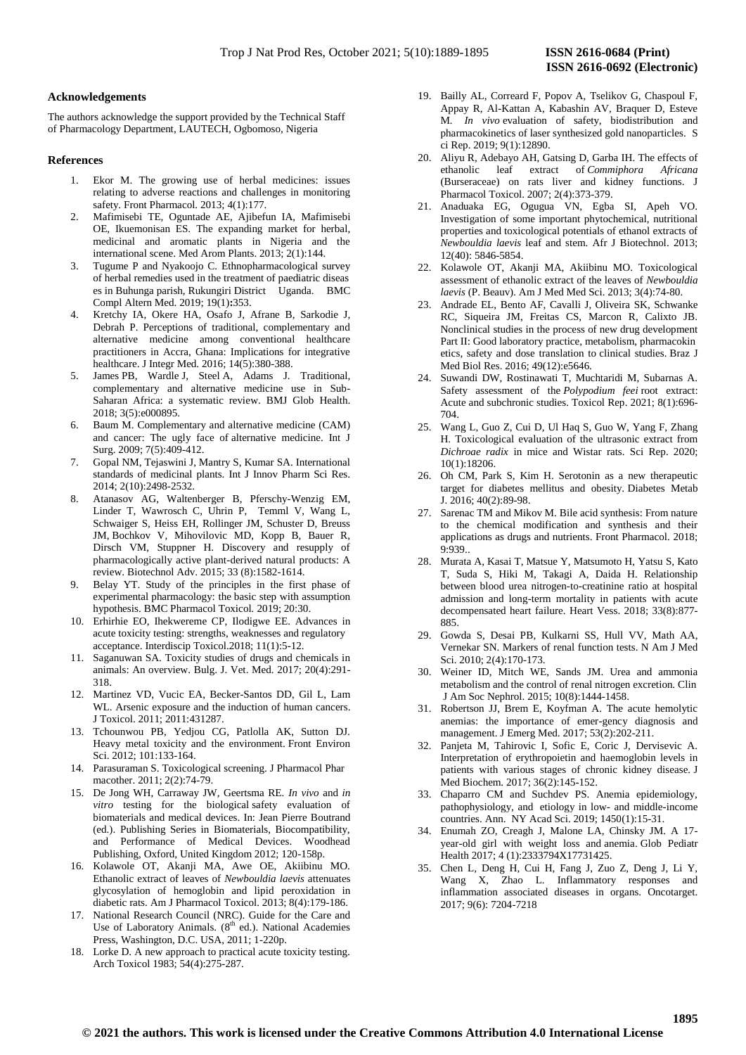## Acknowledgements

The authors acknowledge the support provided by the Technical Staff of Pharmacology Department, LAUTECH, Ogbomoso, Nigeria

## References

1. Ekor M. The growing use of herbal medicines: issues relating to adverse reactions and challenges in monitoring safety. Front Pharmacol. 2013; 4(1):177.
2. Mafimisebi TE, Oguntade AE, Ajibefun IA, Mafimisebi OE, Ikuemonisan ES. The expanding market for herbal, medicinal and aromatic plants in Nigeria and the international scene. Med Arom Plants. 2013; 2(1):144.
3. Tugume P and Nyakoojo C. Ethnopharmacological survey of herbal remedies used in the treatment of paediatric diseases in Buhunga parish, Rukungiri District Uganda. BMC Compl Altern Med. 2019; 19(1):353.
4. Kretchy IA, Okere HA, Osafo J, Afrane B, Sarkodie J, Debrah P. Perceptions of traditional, complementary and alternative medicine among conventional healthcare practitioners in Accra, Ghana: Implications for integrative healthcare. J Integr Med. 2016; 14(5):380-388.
5. James PB, Wardle J, Steel A, Adams J. Traditional, complementary and alternative medicine use in Sub-Saharan Africa: a systematic review. BMJ Glob Health. 2018; 3(5):e000895.
6. Baum M. Complementary and alternative medicine (CAM) and cancer: The ugly face of alternative medicine. Int J Surg. 2009; 7(5):409-412.
7. Gopal NM, Tejaswini J, Mantry S, Kumar SA. International standards of medicinal plants. Int J Innov Pharm Sci Res. 2014; 2(10):2498-2532.
8. Atanasov AG, Waltenberger B, Pferschy-Wenzig EM, Linder T, Wawrosch C, Uhrin P, Temml V, Wang L, Schwaiger S, Heiss EH, Rollinger JM, Schuster D, Breuss JM, Bochkov V, Mihovilovic MD, Kopp B, Bauer R, Dirsch VM, Stuppner H. Discovery and resupply of pharmacologically active plant-derived natural products: A review. Biotechnol Adv. 2015; 33 (8):1582-1614.
9. Belay YT. Study of the principles in the first phase of experimental pharmacology: the basic step with assumption hypothesis. BMC Pharmacol Toxicol. 2019; 20:30.
10. Erhirhie EO, Ihekwereme CP, Ilodigwe EE. Advances in acute toxicity testing: strengths, weaknesses and regulatory acceptance. Interdiscip Toxicol.2018; 11(1):5-12.
11. Saganuwan SA. Toxicity studies of drugs and chemicals in animals: An overview. Bulg. J. Vet. Med. 2017; 20(4):291-318.
12. Martinez VD, Vucic EA, Becker-Santos DD, Gil L, Lam WL. Arsenic exposure and the induction of human cancers. J Toxicol. 2011; 2011:431287.
13. Tchounwou PB, Yedjou CG, Patlolla AK, Sutton DJ. Heavy metal toxicity and the environment. Front Environ Sci. 2012; 101:133-164.
14. Parasuraman S. Toxicological screening. J Pharmacol Pharmacother. 2011; 2(2):74-79.
15. De Jong WH, Carraway JW, Geertsma RE. *In vivo* and *in vitro* testing for the biological safety evaluation of biomaterials and medical devices. In: Jean Pierre Boutrand (ed.). Publishing Series in Biomaterials, Biocompatibility, and Performance of Medical Devices. Woodhead Publishing, Oxford, United Kingdom 2012; 120-158p.
16. Kolawole OT, Akanji MA, Awe OE, Akiibinu MO. Ethanolic extract of leaves of *Newbouldia laevis* attenuates glycosylation of hemoglobin and lipid peroxidation in diabetic rats. Am J Pharmacol Toxicol. 2013; 8(4):179-186.
17. National Research Council (NRC). Guide for the Care and Use of Laboratory Animals. (8th ed.). National Academies Press, Washington, D.C. USA, 2011; 1-220p.
18. Lorke D. A new approach to practical acute toxicity testing. Arch Toxicol 1983; 54(4):275-287.
19. Bailly AL, Correard F, Popov A, Tselikov G, Chaspoul F, Appay R, Al-Kattan A, Kabashin AV, Braquer D, Esteve M. *In vivo* evaluation of safety, biodistribution and pharmacokinetics of laser synthesized gold nanoparticles. Sci Rep. 2019; 9(1):12890.
20. Aliyu R, Adebayo AH, Gatsing D, Garba IH. The effects of ethanolic leaf extract of *Commiphora Africana* (Burseraceae) on rats liver and kidney functions. J Pharmacol Toxicol. 2007; 2(4):373-379.
21. Anaduaka EG, Ogugua VN, Egba SI, Apeh VO. Investigation of some important phytochemical, nutritional properties and toxicological potentials of ethanol extracts of *Newbouldia laevis* leaf and stem. Afr J Biotechnol. 2013; 12(40): 5846-5854.
22. Kolawole OT, Akanji MA, Akiibinu MO. Toxicological assessment of ethanolic extract of the leaves of *Newbouldia laevis* (P. Beauv). Am J Med Med Sci. 2013; 3(4):74-80.
23. Andrade EL, Bento AF, Cavalli J, Oliveira SK, Schwanke RC, Siqueira JM, Freitas CS, Marcon R, Calixto JB. Nonclinical studies in the process of new drug development Part II: Good laboratory practice, metabolism, pharmacokinetics, safety and dose translation to clinical studies. Braz J Med Biol Res. 2016; 49(12):e5646.
24. Suwandi DW, Rostinawati T, Muchtaridi M, Subarnas A. Safety assessment of the *Polypodium feei* root extract: Acute and subchronic studies. Toxicol Rep. 2021; 8(1):696-704.
25. Wang L, Guo Z, Cui D, Ul Haq S, Guo W, Yang F, Zhang H. Toxicological evaluation of the ultrasonic extract from *Dichroae radix* in mice and Wistar rats. Sci Rep. 2020; 10(1):18206.
26. Oh CM, Park S, Kim H. Serotonin as a new therapeutic target for diabetes mellitus and obesity. Diabetes Metab J. 2016; 40(2):89-98.
27. Sarenac TM and Mikov M. Bile acid synthesis: From nature to the chemical modification and synthesis and their applications as drugs and nutrients. Front Pharmacol. 2018; 9:939..
28. Murata A, Kasai T, Matsue Y, Matsumoto H, Yatsu S, Kato T, Suda S, Hiki M, Takagi A, Daida H. Relationship between blood urea nitrogen-to-creatinine ratio at hospital admission and long-term mortality in patients with acute decompensated heart failure. Heart Vess. 2018; 33(8):877-885.
29. Gowda S, Desai PB, Kulkarni SS, Hull VV, Math AA, Vernekar SN. Markers of renal function tests. N Am J Med Sci. 2010; 2(4):170-173.
30. Weiner ID, Mitch WE, Sands JM. Urea and ammonia metabolism and the control of renal nitrogen excretion. Clin J Am Soc Nephrol. 2015; 10(8):1444-1458.
31. Robertson JJ, Brem E, Koyfman A. The acute hemolytic anemias: the importance of emer-gency diagnosis and management. J Emerg Med. 2017; 53(2):202-211.
32. Panjeta M, Tahirovic I, Sofic E, Coric J, Dervisevic A. Interpretation of erythropoietin and haemoglobin levels in patients with various stages of chronic kidney disease. J Med Biochem. 2017; 36(2):145-152.
33. Chaparro CM and Suchdev PS. Anemia epidemiology, pathophysiology, and etiology in low- and middle-income countries. Ann. NY Acad Sci. 2019; 1450(1):15-31.
34. Enumah ZO, Creagh J, Malone LA, Chinsky JM. A 17-year-old girl with weight loss and anemia. Glob Pediatr Health 2017; 4 (1):2333794X17731425.
35. Chen L, Deng H, Cui H, Fang J, Zuo Z, Deng J, Li Y, Wang X, Zhao L. Inflammatory responses and inflammation associated diseases in organs. Oncotarget. 2017; 9(6): 7204-7218

**© 2021 the authors. This work is licensed under the Creative Commons Attribution 4.0 International License**